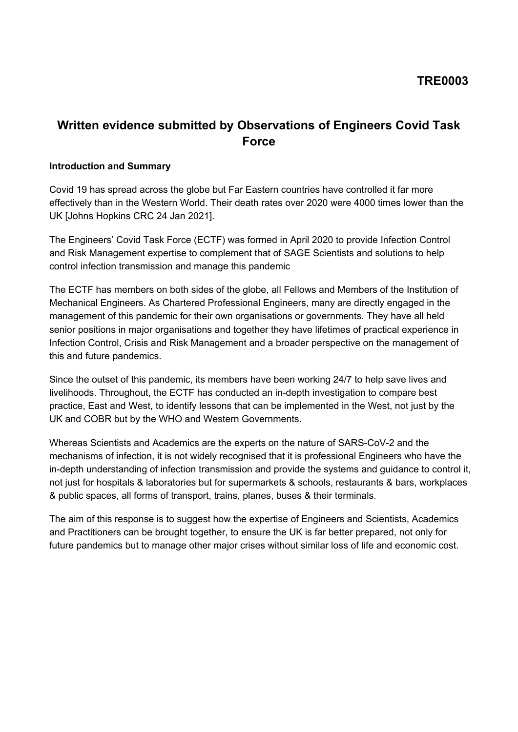TRE0003

# Written evidence submitted by Observations of Engineers Covid Task Force

**Introduction and Summary**

Covid 19 has spread across the globe but Far Eastern countries have controlled it far more effectively than in the Western World. Their death rates over 2020 were 4000 times lower than the UK [Johns Hopkins CRC 24 Jan 2021].

The Engineers' Covid Task Force (ECTF) was formed in April 2020 to provide Infection Control and Risk Management expertise to complement that of SAGE Scientists and solutions to help control infection transmission and manage this pandemic

The ECTF has members on both sides of the globe, all Fellows and Members of the Institution of Mechanical Engineers. As Chartered Professional Engineers, many are directly engaged in the management of this pandemic for their own organisations or governments. They have all held senior positions in major organisations and together they have lifetimes of practical experience in Infection Control, Crisis and Risk Management and a broader perspective on the management of this and future pandemics.

Since the outset of this pandemic, its members have been working 24/7 to help save lives and livelihoods. Throughout, the ECTF has conducted an in-depth investigation to compare best practice, East and West, to identify lessons that can be implemented in the West, not just by the UK and COBR but by the WHO and Western Governments.

Whereas Scientists and Academics are the experts on the nature of SARS-CoV-2 and the mechanisms of infection, it is not widely recognised that it is professional Engineers who have the in-depth understanding of infection transmission and provide the systems and guidance to control it, not just for hospitals & laboratories but for supermarkets & schools, restaurants & bars, workplaces & public spaces, all forms of transport, trains, planes, buses & their terminals.

The aim of this response is to suggest how the expertise of Engineers and Scientists, Academics and Practitioners can be brought together, to ensure the UK is far better prepared, not only for future pandemics but to manage other major crises without similar loss of life and economic cost.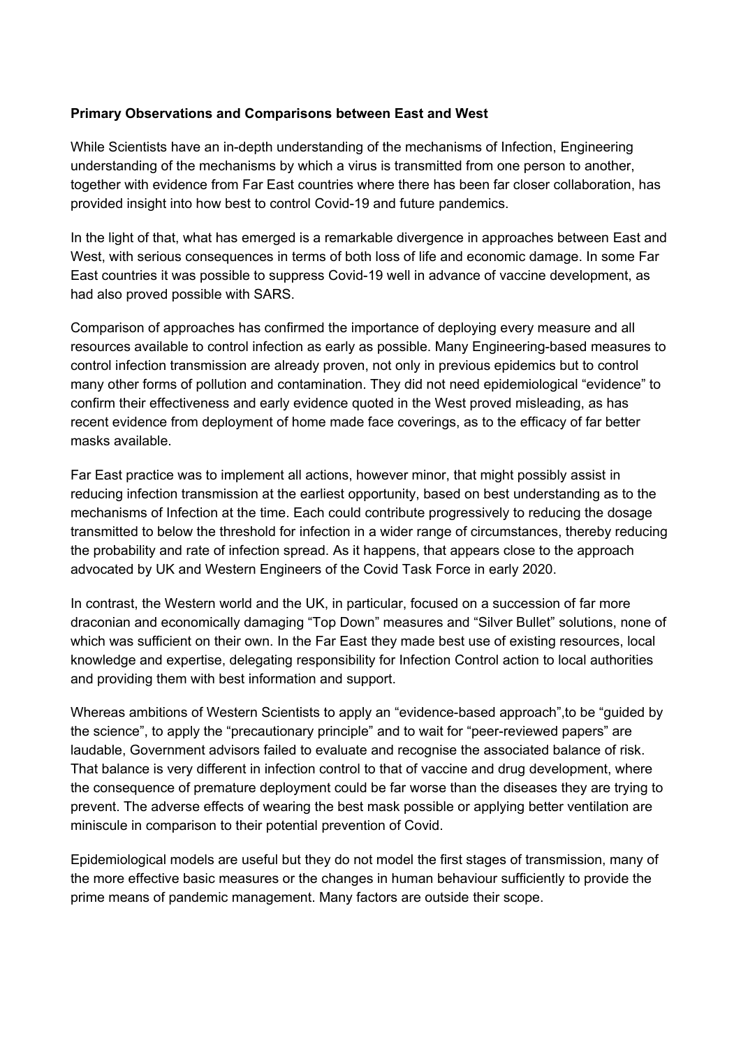**Primary Observations and Comparisons between East and West**

While Scientists have an in-depth understanding of the mechanisms of Infection, Engineering understanding of the mechanisms by which a virus is transmitted from one person to another, together with evidence from Far East countries where there has been far closer collaboration, has provided insight into how best to control Covid-19 and future pandemics.

In the light of that, what has emerged is a remarkable divergence in approaches between East and West, with serious consequences in terms of both loss of life and economic damage. In some Far East countries it was possible to suppress Covid-19 well in advance of vaccine development, as had also proved possible with SARS.

Comparison of approaches has confirmed the importance of deploying every measure and all resources available to control infection as early as possible. Many Engineering-based measures to control infection transmission are already proven, not only in previous epidemics but to control many other forms of pollution and contamination. They did not need epidemiological “evidence” to confirm their effectiveness and early evidence quoted in the West proved misleading, as has recent evidence from deployment of home made face coverings, as to the efficacy of far better masks available.

Far East practice was to implement all actions, however minor, that might possibly assist in reducing infection transmission at the earliest opportunity, based on best understanding as to the mechanisms of Infection at the time. Each could contribute progressively to reducing the dosage transmitted to below the threshold for infection in a wider range of circumstances, thereby reducing the probability and rate of infection spread. As it happens, that appears close to the approach advocated by UK and Western Engineers of the Covid Task Force in early 2020.

In contrast, the Western world and the UK, in particular, focused on a succession of far more draconian and economically damaging “Top Down” measures and “Silver Bullet” solutions, none of which was sufficient on their own. In the Far East they made best use of existing resources, local knowledge and expertise, delegating responsibility for Infection Control action to local authorities and providing them with best information and support.

Whereas ambitions of Western Scientists to apply an “evidence-based approach”,to be “guided by the science”, to apply the “precautionary principle” and to wait for “peer-reviewed papers” are laudable, Government advisors failed to evaluate and recognise the associated balance of risk. That balance is very different in infection control to that of vaccine and drug development, where the consequence of premature deployment could be far worse than the diseases they are trying to prevent. The adverse effects of wearing the best mask possible or applying better ventilation are miniscule in comparison to their potential prevention of Covid.

Epidemiological models are useful but they do not model the first stages of transmission, many of the more effective basic measures or the changes in human behaviour sufficiently to provide the prime means of pandemic management. Many factors are outside their scope.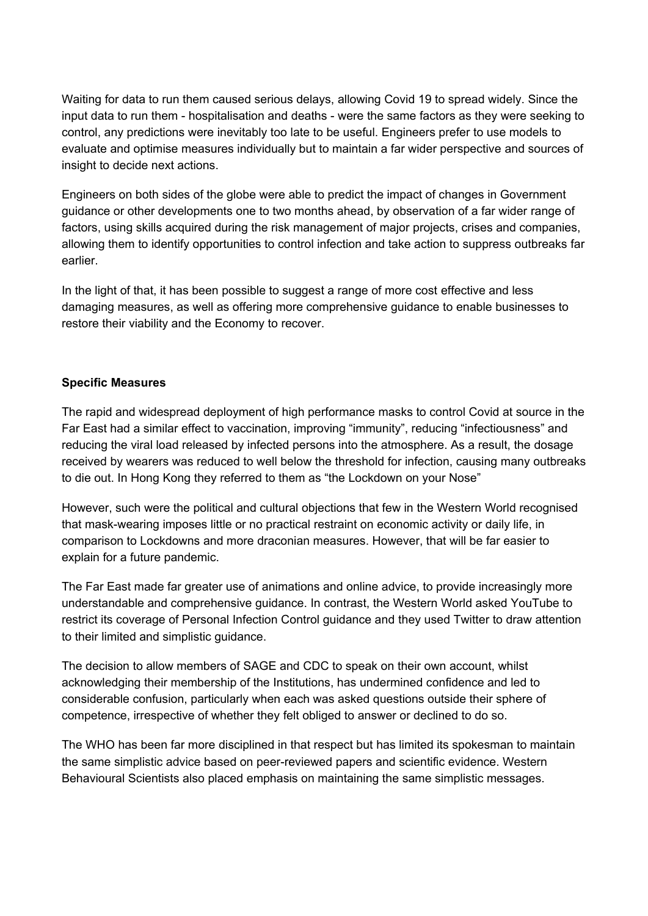Waiting for data to run them caused serious delays, allowing Covid 19 to spread widely. Since the input data to run them - hospitalisation and deaths - were the same factors as they were seeking to control, any predictions were inevitably too late to be useful. Engineers prefer to use models to evaluate and optimise measures individually but to maintain a far wider perspective and sources of insight to decide next actions.

Engineers on both sides of the globe were able to predict the impact of changes in Government guidance or other developments one to two months ahead, by observation of a far wider range of factors, using skills acquired during the risk management of major projects, crises and companies, allowing them to identify opportunities to control infection and take action to suppress outbreaks far earlier.

In the light of that, it has been possible to suggest a range of more cost effective and less damaging measures, as well as offering more comprehensive guidance to enable businesses to restore their viability and the Economy to recover.

**Specific Measures**

The rapid and widespread deployment of high performance masks to control Covid at source in the Far East had a similar effect to vaccination, improving "immunity", reducing "infectiousness" and reducing the viral load released by infected persons into the atmosphere. As a result, the dosage received by wearers was reduced to well below the threshold for infection, causing many outbreaks to die out. In Hong Kong they referred to them as "the Lockdown on your Nose"

However, such were the political and cultural objections that few in the Western World recognised that mask-wearing imposes little or no practical restraint on economic activity or daily life, in comparison to Lockdowns and more draconian measures. However, that will be far easier to explain for a future pandemic.

The Far East made far greater use of animations and online advice, to provide increasingly more understandable and comprehensive guidance. In contrast, the Western World asked YouTube to restrict its coverage of Personal Infection Control guidance and they used Twitter to draw attention to their limited and simplistic guidance.

The decision to allow members of SAGE and CDC to speak on their own account, whilst acknowledging their membership of the Institutions, has undermined confidence and led to considerable confusion, particularly when each was asked questions outside their sphere of competence, irrespective of whether they felt obliged to answer or declined to do so.

The WHO has been far more disciplined in that respect but has limited its spokesman to maintain the same simplistic advice based on peer-reviewed papers and scientific evidence. Western Behavioural Scientists also placed emphasis on maintaining the same simplistic messages.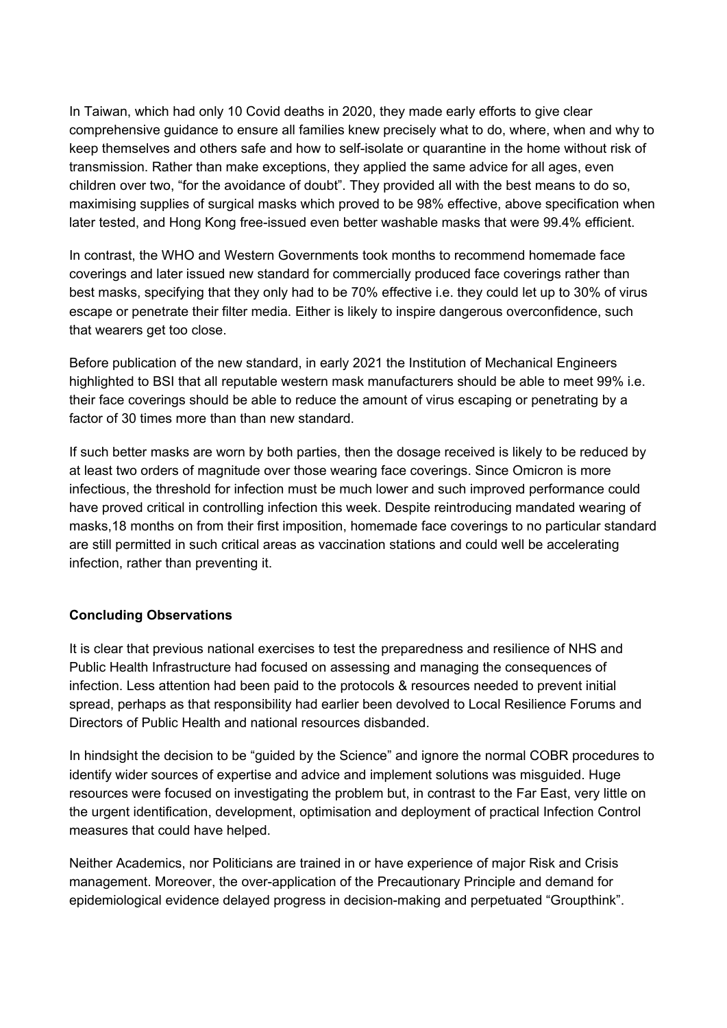In Taiwan, which had only 10 Covid deaths in 2020, they made early efforts to give clear comprehensive guidance to ensure all families knew precisely what to do, where, when and why to keep themselves and others safe and how to self-isolate or quarantine in the home without risk of transmission. Rather than make exceptions, they applied the same advice for all ages, even children over two, "for the avoidance of doubt". They provided all with the best means to do so, maximising supplies of surgical masks which proved to be 98% effective, above specification when later tested, and Hong Kong free-issued even better washable masks that were 99.4% efficient.

In contrast, the WHO and Western Governments took months to recommend homemade face coverings and later issued new standard for commercially produced face coverings rather than best masks, specifying that they only had to be 70% effective i.e. they could let up to 30% of virus escape or penetrate their filter media. Either is likely to inspire dangerous overconfidence, such that wearers get too close.

Before publication of the new standard, in early 2021 the Institution of Mechanical Engineers highlighted to BSI that all reputable western mask manufacturers should be able to meet 99% i.e. their face coverings should be able to reduce the amount of virus escaping or penetrating by a factor of 30 times more than than new standard.

If such better masks are worn by both parties, then the dosage received is likely to be reduced by at least two orders of magnitude over those wearing face coverings. Since Omicron is more infectious, the threshold for infection must be much lower and such improved performance could have proved critical in controlling infection this week. Despite reintroducing mandated wearing of masks,18 months on from their first imposition, homemade face coverings to no particular standard are still permitted in such critical areas as vaccination stations and could well be accelerating infection, rather than preventing it.

**Concluding Observations**

It is clear that previous national exercises to test the preparedness and resilience of NHS and Public Health Infrastructure had focused on assessing and managing the consequences of infection. Less attention had been paid to the protocols & resources needed to prevent initial spread, perhaps as that responsibility had earlier been devolved to Local Resilience Forums and Directors of Public Health and national resources disbanded.

In hindsight the decision to be "guided by the Science" and ignore the normal COBR procedures to identify wider sources of expertise and advice and implement solutions was misguided. Huge resources were focused on investigating the problem but, in contrast to the Far East, very little on the urgent identification, development, optimisation and deployment of practical Infection Control measures that could have helped.

Neither Academics, nor Politicians are trained in or have experience of major Risk and Crisis management. Moreover, the over-application of the Precautionary Principle and demand for epidemiological evidence delayed progress in decision-making and perpetuated "Groupthink".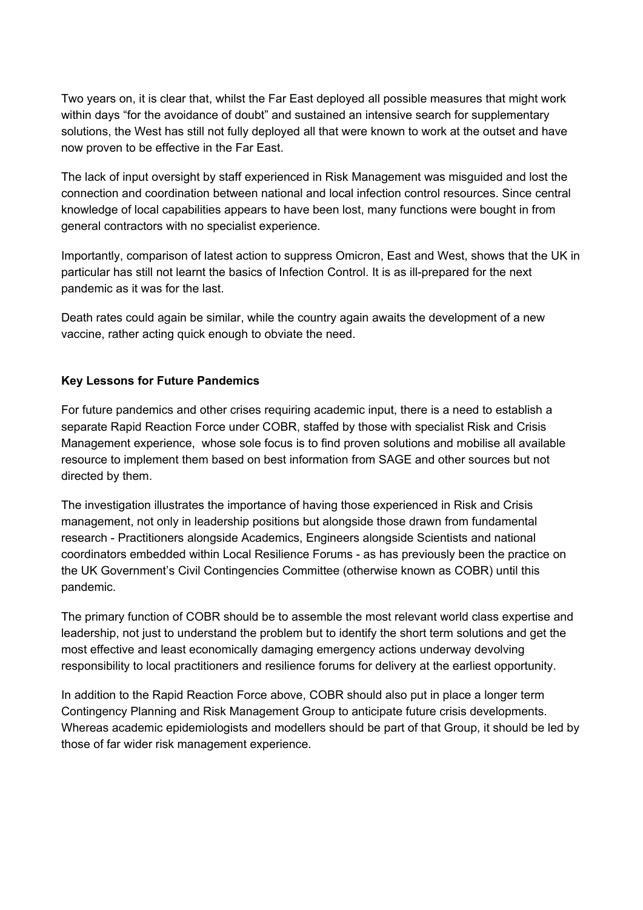Two years on, it is clear that, whilst the Far East deployed all possible measures that might work within days "for the avoidance of doubt" and sustained an intensive search for supplementary solutions, the West has still not fully deployed all that were known to work at the outset and have now proven to be effective in the Far East.

The lack of input oversight by staff experienced in Risk Management was misguided and lost the connection and coordination between national and local infection control resources. Since central knowledge of local capabilities appears to have been lost, many functions were bought in from general contractors with no specialist experience.

Importantly, comparison of latest action to suppress Omicron, East and West, shows that the UK in particular has still not learnt the basics of Infection Control. It is as ill-prepared for the next pandemic as it was for the last.

Death rates could again be similar, while the country again awaits the development of a new vaccine, rather acting quick enough to obviate the need.

**Key Lessons for Future Pandemics**

For future pandemics and other crises requiring academic input, there is a need to establish a separate Rapid Reaction Force under COBR, staffed by those with specialist Risk and Crisis Management experience,  whose sole focus is to find proven solutions and mobilise all available resource to implement them based on best information from SAGE and other sources but not directed by them.

The investigation illustrates the importance of having those experienced in Risk and Crisis management, not only in leadership positions but alongside those drawn from fundamental research - Practitioners alongside Academics, Engineers alongside Scientists and national coordinators embedded within Local Resilience Forums - as has previously been the practice on the UK Government's Civil Contingencies Committee (otherwise known as COBR) until this pandemic.

The primary function of COBR should be to assemble the most relevant world class expertise and leadership, not just to understand the problem but to identify the short term solutions and get the most effective and least economically damaging emergency actions underway devolving responsibility to local practitioners and resilience forums for delivery at the earliest opportunity.

In addition to the Rapid Reaction Force above, COBR should also put in place a longer term Contingency Planning and Risk Management Group to anticipate future crisis developments. Whereas academic epidemiologists and modellers should be part of that Group, it should be led by those of far wider risk management experience.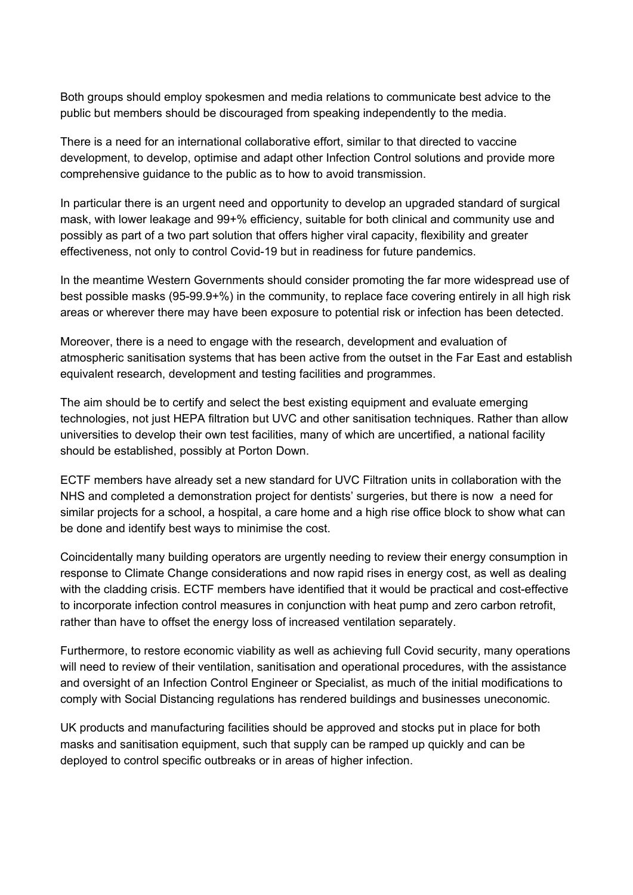Both groups should employ spokesmen and media relations to communicate best advice to the public but members should be discouraged from speaking independently to the media.

There is a need for an international collaborative effort, similar to that directed to vaccine development, to develop, optimise and adapt other Infection Control solutions and provide more comprehensive guidance to the public as to how to avoid transmission.

In particular there is an urgent need and opportunity to develop an upgraded standard of surgical mask, with lower leakage and 99+% efficiency, suitable for both clinical and community use and possibly as part of a two part solution that offers higher viral capacity, flexibility and greater effectiveness, not only to control Covid-19 but in readiness for future pandemics.

In the meantime Western Governments should consider promoting the far more widespread use of best possible masks (95-99.9+%) in the community, to replace face covering entirely in all high risk areas or wherever there may have been exposure to potential risk or infection has been detected.

Moreover, there is a need to engage with the research, development and evaluation of atmospheric sanitisation systems that has been active from the outset in the Far East and establish equivalent research, development and testing facilities and programmes.

The aim should be to certify and select the best existing equipment and evaluate emerging technologies, not just HEPA filtration but UVC and other sanitisation techniques. Rather than allow universities to develop their own test facilities, many of which are uncertified, a national facility should be established, possibly at Porton Down.

ECTF members have already set a new standard for UVC Filtration units in collaboration with the NHS and completed a demonstration project for dentists' surgeries, but there is now a need for similar projects for a school, a hospital, a care home and a high rise office block to show what can be done and identify best ways to minimise the cost.

Coincidentally many building operators are urgently needing to review their energy consumption in response to Climate Change considerations and now rapid rises in energy cost, as well as dealing with the cladding crisis. ECTF members have identified that it would be practical and cost-effective to incorporate infection control measures in conjunction with heat pump and zero carbon retrofit, rather than have to offset the energy loss of increased ventilation separately.

Furthermore, to restore economic viability as well as achieving full Covid security, many operations will need to review of their ventilation, sanitisation and operational procedures, with the assistance and oversight of an Infection Control Engineer or Specialist, as much of the initial modifications to comply with Social Distancing regulations has rendered buildings and businesses uneconomic.

UK products and manufacturing facilities should be approved and stocks put in place for both masks and sanitisation equipment, such that supply can be ramped up quickly and can be deployed to control specific outbreaks or in areas of higher infection.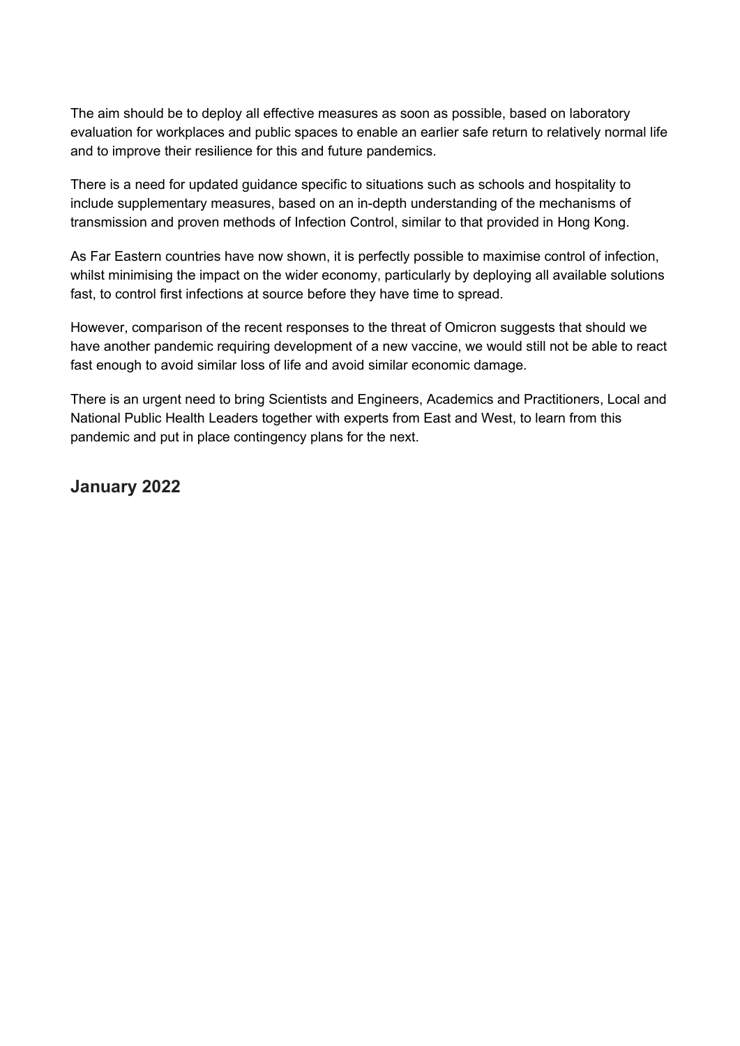The aim should be to deploy all effective measures as soon as possible, based on laboratory evaluation for workplaces and public spaces to enable an earlier safe return to relatively normal life and to improve their resilience for this and future pandemics.

There is a need for updated guidance specific to situations such as schools and hospitality to include supplementary measures, based on an in-depth understanding of the mechanisms of transmission and proven methods of Infection Control, similar to that provided in Hong Kong.

As Far Eastern countries have now shown, it is perfectly possible to maximise control of infection, whilst minimising the impact on the wider economy, particularly by deploying all available solutions fast, to control first infections at source before they have time to spread.

However, comparison of the recent responses to the threat of Omicron suggests that should we have another pandemic requiring development of a new vaccine, we would still not be able to react fast enough to avoid similar loss of life and avoid similar economic damage.

There is an urgent need to bring Scientists and Engineers, Academics and Practitioners, Local and National Public Health Leaders together with experts from East and West, to learn from this pandemic and put in place contingency plans for the next.

## January 2022